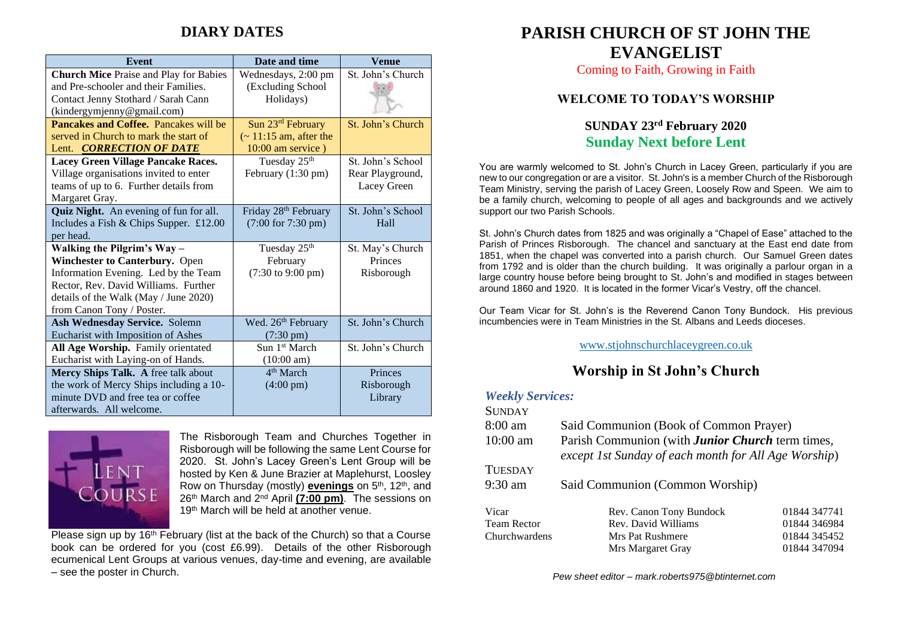## DIARY DATES

| Event | Date and time | Venue |
|---|---|---|
| **Church Mice** Praise and Play for Babies and Pre-schooler and their Families. Contact Jenny Stothard / Sarah Cann (kindergymjenny@gmail.com) | Wednesdays, 2:00 pm (Excluding School Holidays) | St. John's Church |
| **Pancakes and Coffee.** Pancakes will be served in Church to mark the start of Lent. ***CORRECTION OF DATE*** | Sun 23rd February (~ 11:15 am, after the 10:00 am service ) | St. John's Church |
| **Lacey Green Village Pancake Races.** Village organisations invited to enter teams of up to 6. Further details from Margaret Gray. | Tuesday 25th February (1:30 pm) | St. John's School Rear Playground, Lacey Green |
| **Quiz Night.** An evening of fun for all. Includes a Fish & Chips Supper. £12.00 per head. | Friday 28th February (7:00 for 7:30 pm) | St. John's School Hall |
| **Walking the Pilgrim's Way – Winchester to Canterbury.** Open Information Evening. Led by the Team Rector, Rev. David Williams. Further details of the Walk (May / June 2020) from Canon Tony / Poster. | Tuesday 25th February (7:30 to 9:00 pm) | St. May's Church Princes Risborough |
| **Ash Wednesday Service.** Solemn Eucharist with Imposition of Ashes | Wed. 26th February (7:30 pm) | St. John's Church |
| **All Age Worship.** Family orientated Eucharist with Laying-on of Hands. | Sun 1st March (10:00 am) | St. John's Church |
| **Mercy Ships Talk. A** free talk about the work of Mercy Ships including a 10-minute DVD and free tea or coffee afterwards. All welcome. | 4th March (4:00 pm) | Princes Risborough Library |

The Risborough Team and Churches Together in Risborough will be following the same Lent Course for 2020. St. John's Lacey Green's Lent Group will be hosted by Ken & June Brazier at Maplehurst, Loosley Row on Thursday (mostly) **evenings** on 5th, 12th, and 26th March and 2nd April **(7:00 pm)**. The sessions on 19th March will be held at another venue.

Please sign up by 16th February (list at the back of the Church) so that a Course book can be ordered for you (cost £6.99). Details of the other Risborough ecumenical Lent Groups at various venues, day-time and evening, are available – see the poster in Church.

# PARISH CHURCH OF ST JOHN THE EVANGELIST

Coming to Faith, Growing in Faith

### WELCOME TO TODAY'S WORSHIP

### SUNDAY 23rd February 2020
### Sunday Next before Lent

You are warmly welcomed to St. John's Church in Lacey Green, particularly if you are new to our congregation or are a visitor. St. John's is a member Church of the Risborough Team Ministry, serving the parish of Lacey Green, Loosely Row and Speen. We aim to be a family church, welcoming to people of all ages and backgrounds and we actively support our two Parish Schools.

St. John's Church dates from 1825 and was originally a "Chapel of Ease" attached to the Parish of Princes Risborough. The chancel and sanctuary at the East end date from 1851, when the chapel was converted into a parish church. Our Samuel Green dates from 1792 and is older than the church building. It was originally a parlour organ in a large country house before being brought to St. John's and modified in stages between around 1860 and 1920. It is located in the former Vicar's Vestry, off the chancel.

Our Team Vicar for St. John's is the Reverend Canon Tony Bundock. His previous incumbencies were in Team Ministries in the St. Albans and Leeds dioceses.

www.stjohnschurchlaceygreen.co.uk

## Worship in St John's Church

***Weekly Services:***

SUNDAY

8:00 am — Said Communion (Book of Common Prayer)

10:00 am — Parish Communion (with ***Junior Church*** term times, *except 1st Sunday of each month for All Age Worship*)

TUESDAY

9:30 am — Said Communion (Common Worship)

| | | |
|---|---|---|
| Vicar | Rev. Canon Tony Bundock | 01844 347741 |
| Team Rector | Rev. David Williams | 01844 346984 |
| Churchwardens | Mrs Pat Rushmere | 01844 345452 |
| | Mrs Margaret Gray | 01844 347094 |

*Pew sheet editor – mark.roberts975@btinternet.com*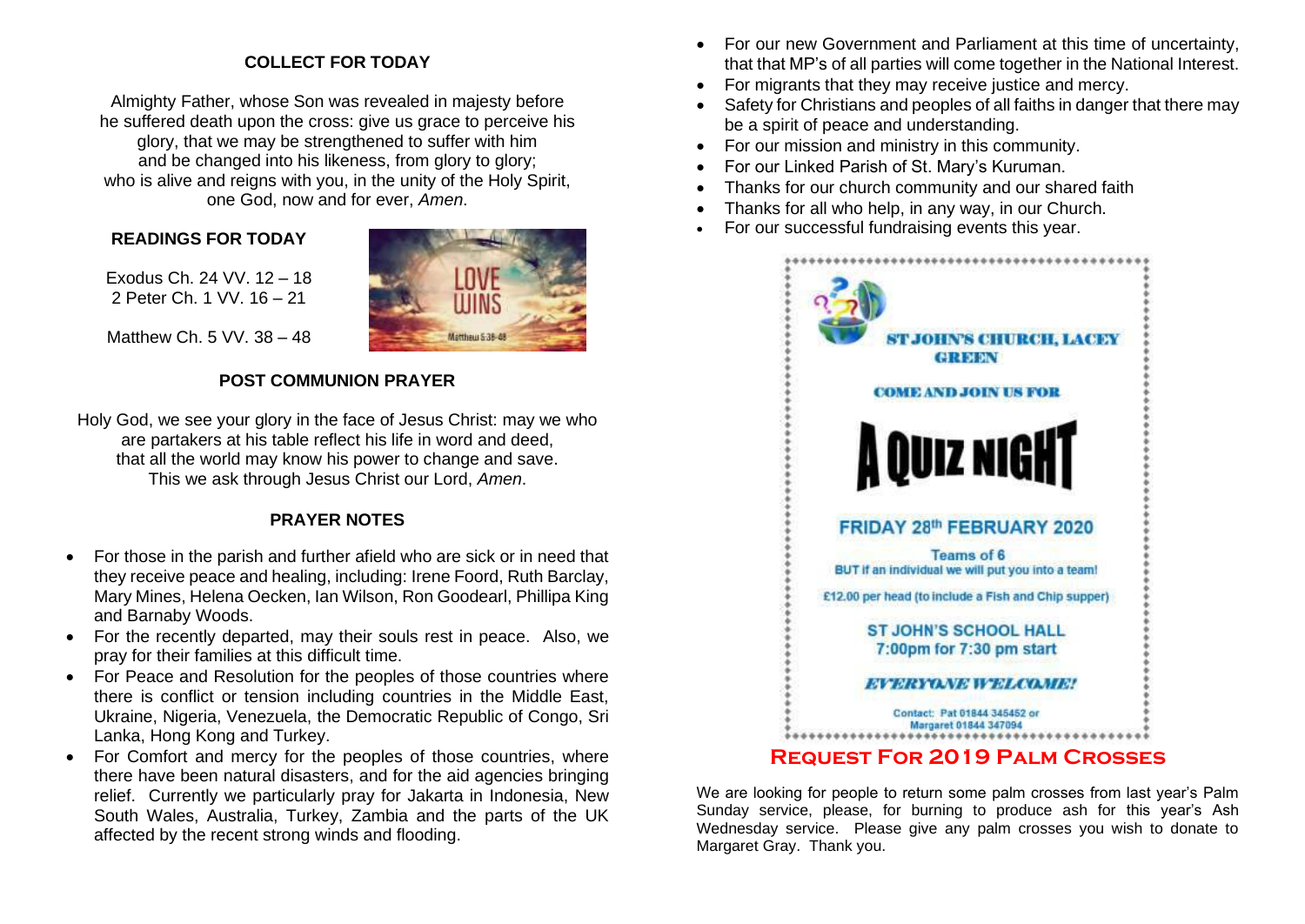**COLLECT FOR TODAY**

Almighty Father, whose Son was revealed in majesty before
he suffered death upon the cross: give us grace to perceive his
glory, that we may be strengthened to suffer with him
and be changed into his likeness, from glory to glory;
who is alive and reigns with you, in the unity of the Holy Spirit,
one God, now and for ever, *Amen.*

**READINGS FOR TODAY**

Exodus Ch. 24 VV. 12 – 18
2 Peter Ch. 1 VV. 16 – 21

Matthew Ch. 5 VV. 38 – 48

LOVE
WINS
Matthew 5:38-48

**POST COMMUNION PRAYER**

Holy God, we see your glory in the face of Jesus Christ: may we who
are partakers at his table reflect his life in word and deed,
that all the world may know his power to change and save.
This we ask through Jesus Christ our Lord, *Amen.*

**PRAYER NOTES**

- For those in the parish and further afield who are sick or in need that they receive peace and healing, including: Irene Foord, Ruth Barclay, Mary Mines, Helena Oecken, Ian Wilson, Ron Goodearl, Phillipa King and Barnaby Woods.
- For the recently departed, may their souls rest in peace. Also, we pray for their families at this difficult time.
- For Peace and Resolution for the peoples of those countries where there is conflict or tension including countries in the Middle East, Ukraine, Nigeria, Venezuela, the Democratic Republic of Congo, Sri Lanka, Hong Kong and Turkey.
- For Comfort and mercy for the peoples of those countries, where there have been natural disasters, and for the aid agencies bringing relief. Currently we particularly pray for Jakarta in Indonesia, New South Wales, Australia, Turkey, Zambia and the parts of the UK affected by the recent strong winds and flooding.
- For our new Government and Parliament at this time of uncertainty, that that MP's of all parties will come together in the National Interest.
- For migrants that they may receive justice and mercy.
- Safety for Christians and peoples of all faiths in danger that there may be a spirit of peace and understanding.
- For our mission and ministry in this community.
- For our Linked Parish of St. Mary's Kuruman.
- Thanks for our church community and our shared faith
- Thanks for all who help, in any way, in our Church.
- For our successful fundraising events this year.

**ST JOHN'S CHURCH, LACEY GREEN**

**COME AND JOIN US FOR**

# A QUIZ NIGHT

**FRIDAY 28th FEBRUARY 2020**

Teams of 6
BUT if an individual we will put you into a team!

£12.00 per head (to include a Fish and Chip supper)

ST JOHN'S SCHOOL HALL
7:00pm for 7:30 pm start

***EVERYONE WELCOME!***

Contact: Pat 01844 345452 or
Margaret 01844 347094

## Request For 2019 Palm Crosses

We are looking for people to return some palm crosses from last year's Palm Sunday service, please, for burning to produce ash for this year's Ash Wednesday service. Please give any palm crosses you wish to donate to Margaret Gray. Thank you.